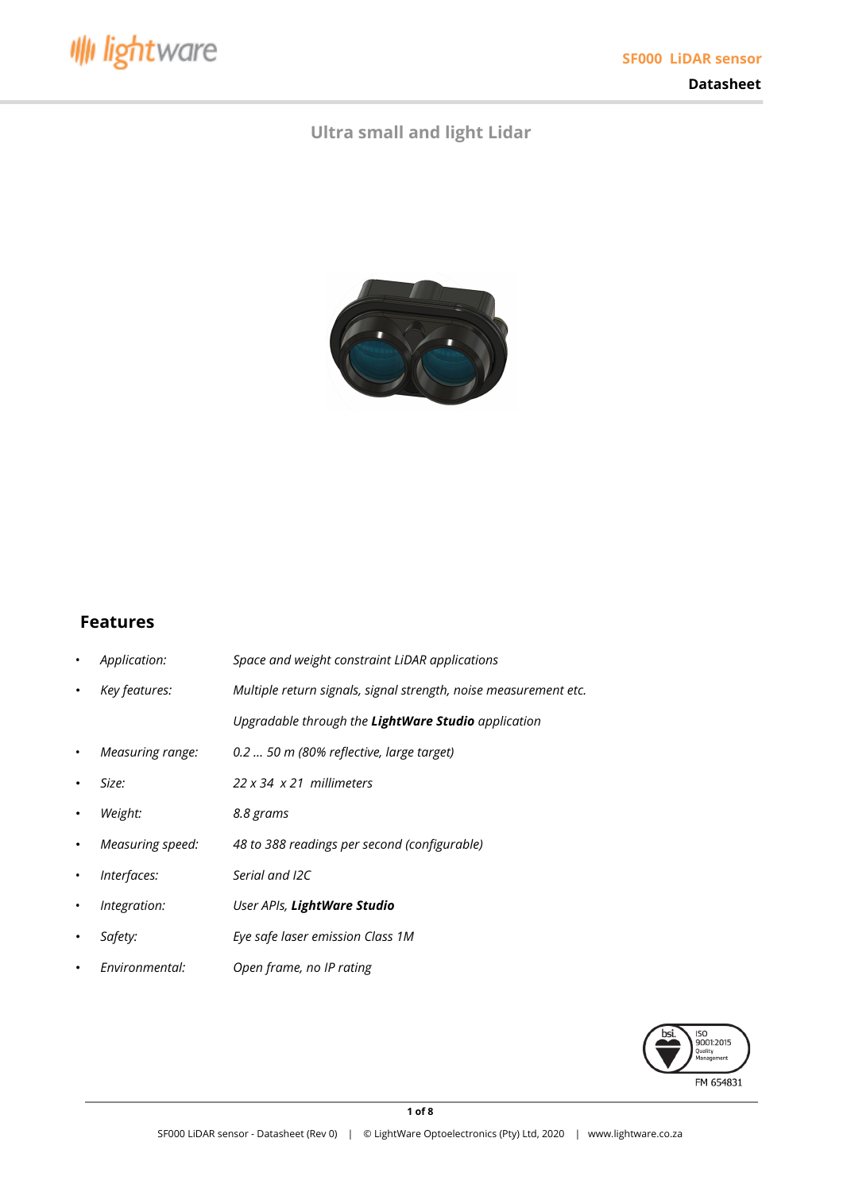# SF000 LiDAR sensor

**Datasheet**

## Ultra small and light Lidar

## Features

- *Application:* *Space and weight constraint LiDAR applications*
- *Key features:* *Multiple return signals, signal strength, noise measurement etc.*
  *Upgradable through the **LightWare Studio** application*
- *Measuring range:* *0.2 … 50 m (80% reflective, large target)*
- *Size:* *22 x 34 x 21 millimeters*
- *Weight:* *8.8 grams*
- *Measuring speed:* *48 to 388 readings per second (configurable)*
- *Interfaces:* *Serial and I2C*
- *Integration:* *User APIs, **LightWare Studio***
- *Safety:* *Eye safe laser emission Class 1M*
- *Environmental:* *Open frame, no IP rating*

ISO 9001:2015 Quality Management FM 654831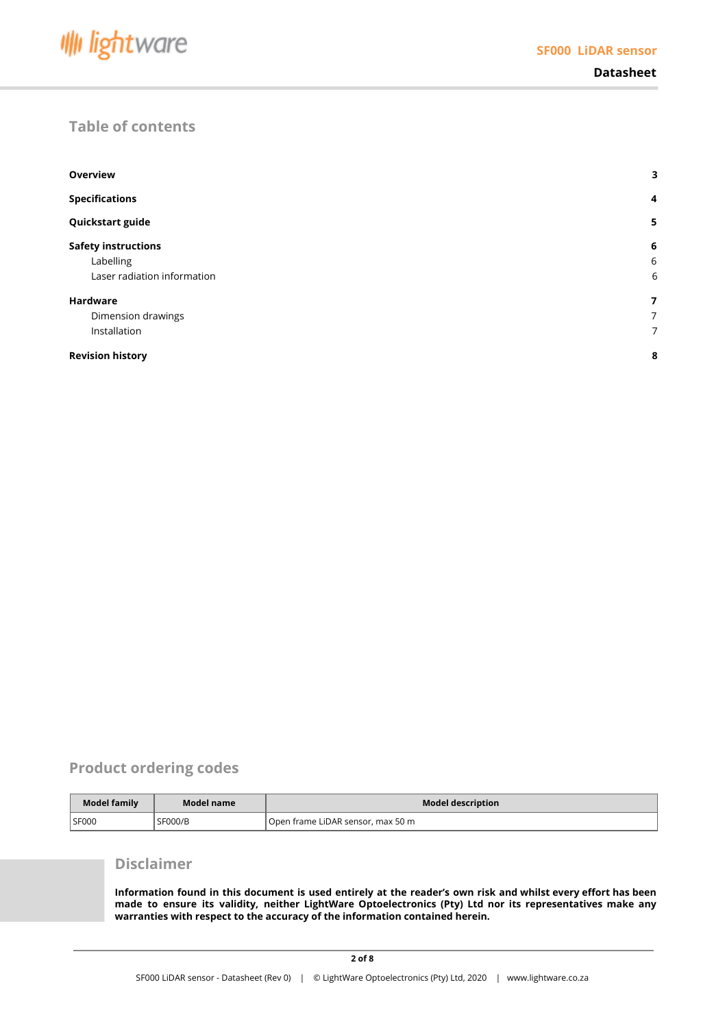## Table of contents

| | |
|---|---|
| **Overview** | **3** |
| **Specifications** | **4** |
| **Quickstart guide** | **5** |
| **Safety instructions** | **6** |
| Labelling | 6 |
| Laser radiation information | 6 |
| **Hardware** | **7** |
| Dimension drawings | 7 |
| Installation | 7 |
| **Revision history** | **8** |

## Product ordering codes

| Model family | Model name | Model description |
|---|---|---|
| SF000 | SF000/B | Open frame LiDAR sensor, max 50 m |

## Disclaimer

**Information found in this document is used entirely at the reader's own risk and whilst every effort has been made to ensure its validity, neither LightWare Optoelectronics (Pty) Ltd nor its representatives make any warranties with respect to the accuracy of the information contained herein.**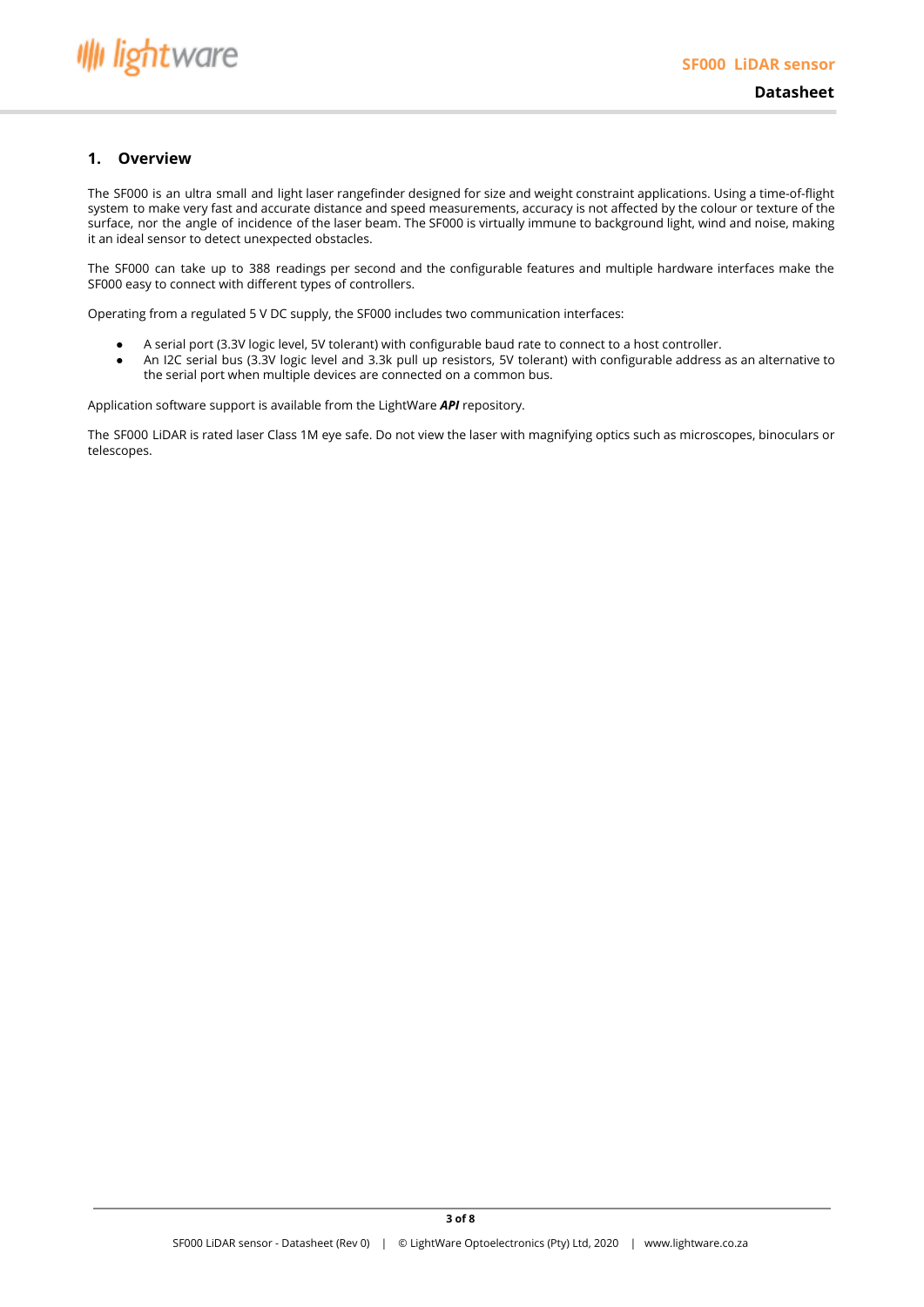## 1. Overview

The SF000 is an ultra small and light laser rangefinder designed for size and weight constraint applications. Using a time-of-flight system to make very fast and accurate distance and speed measurements, accuracy is not affected by the colour or texture of the surface, nor the angle of incidence of the laser beam. The SF000 is virtually immune to background light, wind and noise, making it an ideal sensor to detect unexpected obstacles.

The SF000 can take up to 388 readings per second and the configurable features and multiple hardware interfaces make the SF000 easy to connect with different types of controllers.

Operating from a regulated 5 V DC supply, the SF000 includes two communication interfaces:

- A serial port (3.3V logic level, 5V tolerant) with configurable baud rate to connect to a host controller.
- An I2C serial bus (3.3V logic level and 3.3k pull up resistors, 5V tolerant) with configurable address as an alternative to the serial port when multiple devices are connected on a common bus.

Application software support is available from the LightWare ***API*** repository.

The SF000 LiDAR is rated laser Class 1M eye safe. Do not view the laser with magnifying optics such as microscopes, binoculars or telescopes.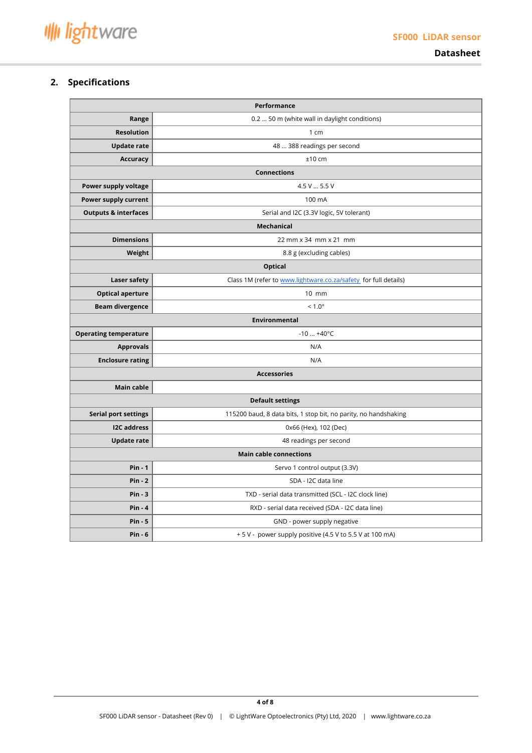## 2. Specifications

| Performance | |
|---|---|
| **Range** | 0.2 … 50 m (white wall in daylight conditions) |
| **Resolution** | 1 cm |
| **Update rate** | 48 … 388 readings per second |
| **Accuracy** | ±10 cm |
| **Connections** | |
| **Power supply voltage** | 4.5 V … 5.5 V |
| **Power supply current** | 100 mA |
| **Outputs & interfaces** | Serial and I2C (3.3V logic, 5V tolerant) |
| **Mechanical** | |
| **Dimensions** | 22 mm x 34 mm x 21 mm |
| **Weight** | 8.8 g (excluding cables) |
| **Optical** | |
| **Laser safety** | Class 1M (refer to [www.lightware.co.za/safety](www.lightware.co.za/safety) for full details) |
| **Optical aperture** | 10 mm |
| **Beam divergence** | < 1.0° |
| **Environmental** | |
| **Operating temperature** | -10 … +40°C |
| **Approvals** | N/A |
| **Enclosure rating** | N/A |
| **Accessories** | |
| **Main cable** | |
| **Default settings** | |
| **Serial port settings** | 115200 baud, 8 data bits, 1 stop bit, no parity, no handshaking |
| **I2C address** | 0x66 (Hex), 102 (Dec) |
| **Update rate** | 48 readings per second |
| **Main cable connections** | |
| **Pin - 1** | Servo 1 control output (3.3V) |
| **Pin - 2** | SDA - I2C data line |
| **Pin - 3** | TXD - serial data transmitted (SCL - I2C clock line) |
| **Pin - 4** | RXD - serial data received (SDA - I2C data line) |
| **Pin - 5** | GND - power supply negative |
| **Pin - 6** | + 5 V - power supply positive (4.5 V to 5.5 V at 100 mA) |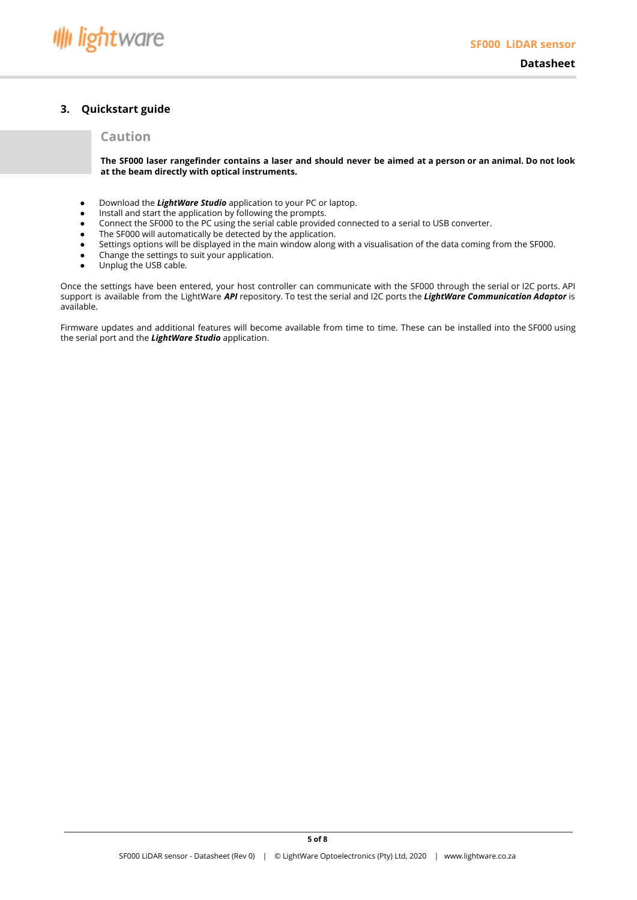## 3. Quickstart guide

### Caution

**The SF000 laser rangefinder contains a laser and should never be aimed at a person or an animal. Do not look at the beam directly with optical instruments.**

- Download the ***LightWare Studio*** application to your PC or laptop.
- Install and start the application by following the prompts.
- Connect the SF000 to the PC using the serial cable provided connected to a serial to USB converter.
- The SF000 will automatically be detected by the application.
- Settings options will be displayed in the main window along with a visualisation of the data coming from the SF000.
- Change the settings to suit your application.
- Unplug the USB cable.

Once the settings have been entered, your host controller can communicate with the SF000 through the serial or I2C ports. API support is available from the LightWare ***API*** repository. To test the serial and I2C ports the ***LightWare Communication Adaptor*** is available.

Firmware updates and additional features will become available from time to time. These can be installed into the SF000 using the serial port and the ***LightWare Studio*** application.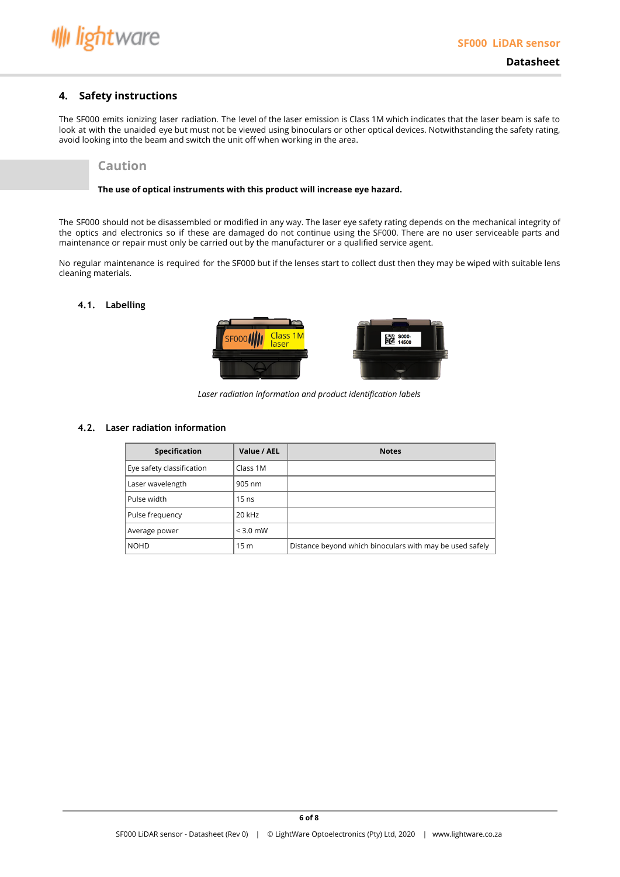## 4. Safety instructions

The SF000 emits ionizing laser radiation. The level of the laser emission is Class 1M which indicates that the laser beam is safe to look at with the unaided eye but must not be viewed using binoculars or other optical devices. Notwithstanding the safety rating, avoid looking into the beam and switch the unit off when working in the area.

**Caution**

**The use of optical instruments with this product will increase eye hazard.**

The SF000 should not be disassembled or modified in any way. The laser eye safety rating depends on the mechanical integrity of the optics and electronics so if these are damaged do not continue using the SF000. There are no user serviceable parts and maintenance or repair must only be carried out by the manufacturer or a qualified service agent.

No regular maintenance is required for the SF000 but if the lenses start to collect dust then they may be wiped with suitable lens cleaning materials.

### 4.1. Labelling

*Laser radiation information and product identification labels*

### 4.2. Laser radiation information

| Specification | Value / AEL | Notes |
|---|---|---|
| Eye safety classification | Class 1M | |
| Laser wavelength | 905 nm | |
| Pulse width | 15 ns | |
| Pulse frequency | 20 kHz | |
| Average power | < 3.0 mW | |
| NOHD | 15 m | Distance beyond which binoculars with may be used safely |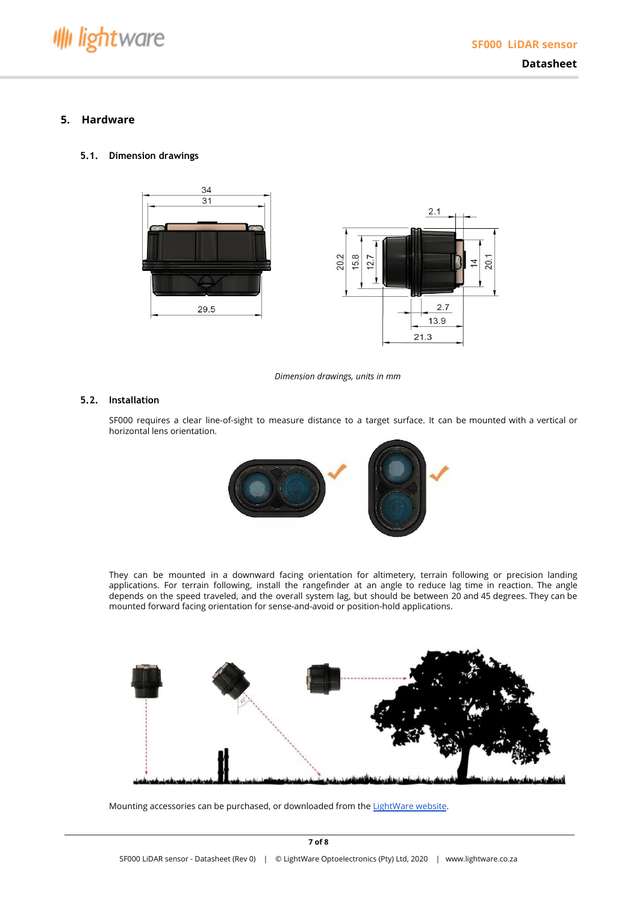# 5. Hardware

## 5.1. Dimension drawings

*Dimension drawings, units in mm*

## 5.2. Installation

SF000 requires a clear line-of-sight to measure distance to a target surface. It can be mounted with a vertical or horizontal lens orientation.

They can be mounted in a downward facing orientation for altimetery, terrain following or precision landing applications. For terrain following, install the rangefinder at an angle to reduce lag time in reaction. The angle depends on the speed traveled, and the overall system lag, but should be between 20 and 45 degrees. They can be mounted forward facing orientation for sense-and-avoid or position-hold applications.

Mounting accessories can be purchased, or downloaded from the LightWare website.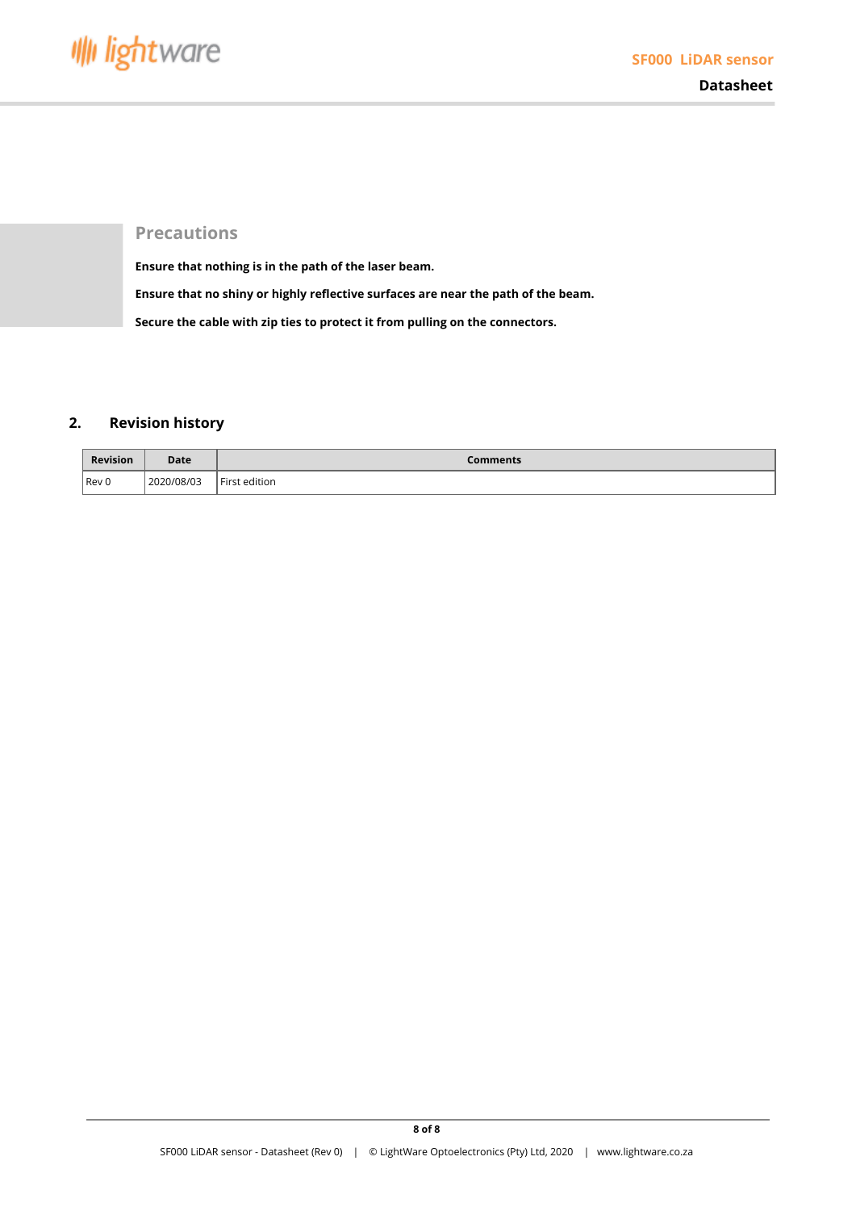### Precautions

**Ensure that nothing is in the path of the laser beam.**

**Ensure that no shiny or highly reflective surfaces are near the path of the beam.**

**Secure the cable with zip ties to protect it from pulling on the connectors.**

## 2. Revision history

| Revision | Date | Comments |
|---|---|---|
| Rev 0 | 2020/08/03 | First edition |